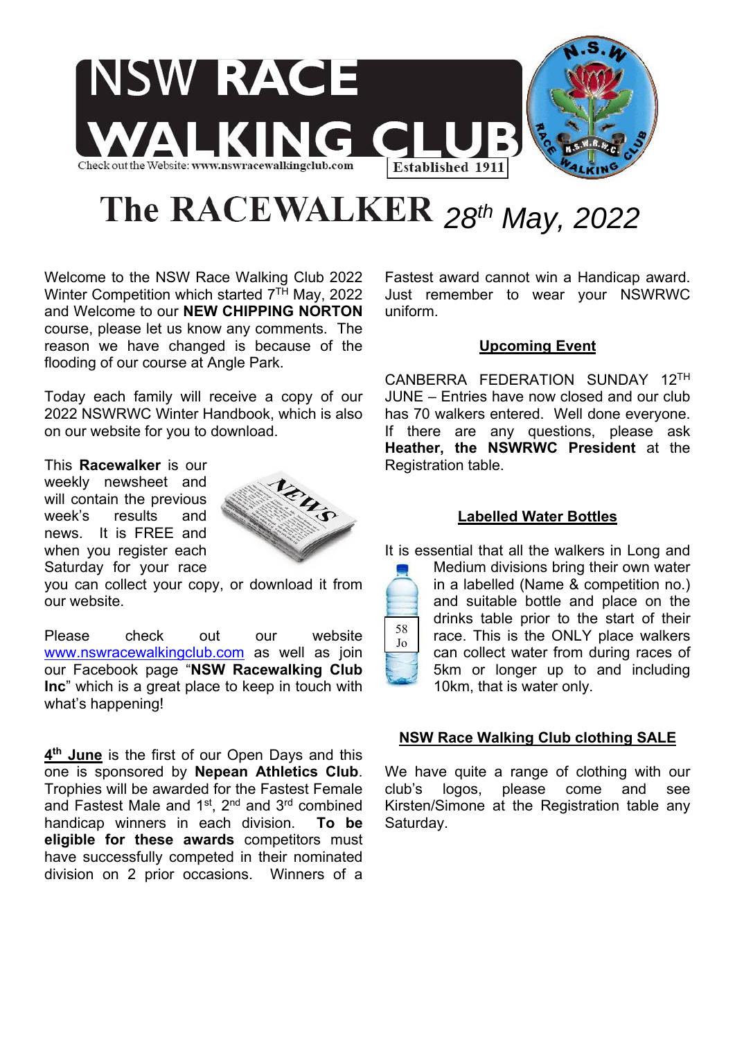# NSW RACE WALKING CLUB

Check out the Website: www.nswracewalkingclub.com

Established 1911

# The RACEWALKER *28th May, 2022*

Welcome to the NSW Race Walking Club 2022 Winter Competition which started 7TH May, 2022 and Welcome to our **NEW CHIPPING NORTON** course, please let us know any comments. The reason we have changed is because of the flooding of our course at Angle Park.

Today each family will receive a copy of our 2022 NSWRWC Winter Handbook, which is also on our website for you to download.

This **Racewalker** is our weekly newsheet and will contain the previous week's results and news. It is FREE and when you register each Saturday for your race you can collect your copy, or download it from our website.

Please check out our website www.nswracewalkingclub.com as well as join our Facebook page "**NSW Racewalking Club Inc**" which is a great place to keep in touch with what's happening!

**4th June** is the first of our Open Days and this one is sponsored by **Nepean Athletics Club**. Trophies will be awarded for the Fastest Female and Fastest Male and 1st, 2nd and 3rd combined handicap winners in each division. **To be eligible for these awards** competitors must have successfully competed in their nominated division on 2 prior occasions. Winners of a Fastest award cannot win a Handicap award. Just remember to wear your NSWRWC uniform.

## Upcoming Event

CANBERRA FEDERATION SUNDAY 12TH JUNE – Entries have now closed and our club has 70 walkers entered. Well done everyone. If there are any questions, please ask **Heather, the NSWRWC President** at the Registration table.

## Labelled Water Bottles

It is essential that all the walkers in Long and Medium divisions bring their own water in a labelled (Name & competition no.) and suitable bottle and place on the drinks table prior to the start of their race. This is the ONLY place walkers can collect water from during races of 5km or longer up to and including 10km, that is water only.

## NSW Race Walking Club clothing SALE

We have quite a range of clothing with our club's logos, please come and see Kirsten/Simone at the Registration table any Saturday.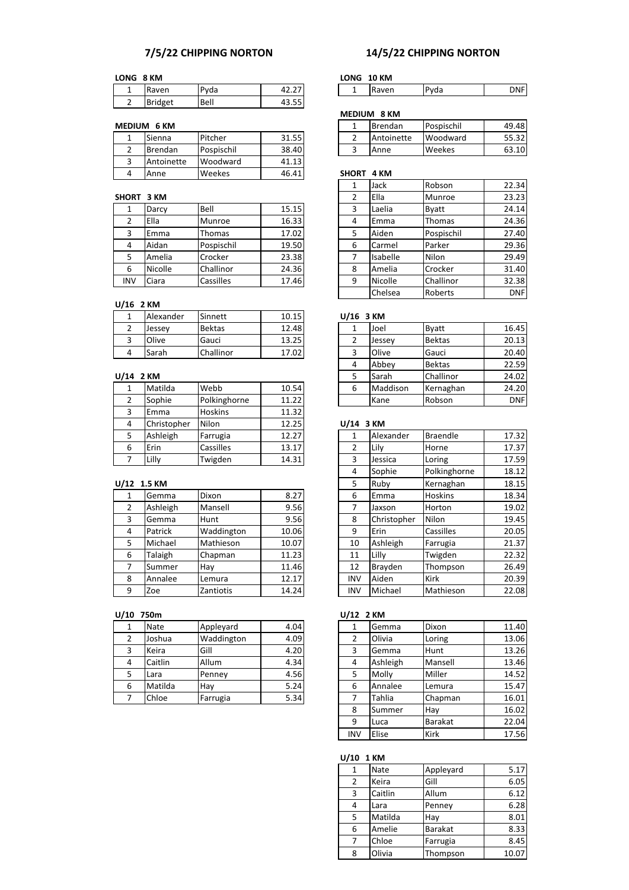## 7/5/22 CHIPPING NORTON

**LONG 8 KM**

| | | | |
|---|---|---|---|
| 1 | Raven | Pyda | 42.27 |
| 2 | Bridget | Bell | 43.55 |

**MEDIUM 6 KM**

| | | | |
|---|---|---|---|
| 1 | Sienna | Pitcher | 31.55 |
| 2 | Brendan | Pospischil | 38.40 |
| 3 | Antoinette | Woodward | 41.13 |
| 4 | Anne | Weekes | 46.41 |

**SHORT 3 KM**

| | | | |
|---|---|---|---|
| 1 | Darcy | Bell | 15.15 |
| 2 | Ella | Munroe | 16.33 |
| 3 | Emma | Thomas | 17.02 |
| 4 | Aidan | Pospischil | 19.50 |
| 5 | Amelia | Crocker | 23.38 |
| 6 | Nicolle | Challinor | 24.36 |
| INV | Ciara | Cassilles | 17.46 |

**U/16 2 KM**

| | | | |
|---|---|---|---|
| 1 | Alexander | Sinnett | 10.15 |
| 2 | Jessey | Bektas | 12.48 |
| 3 | Olive | Gauci | 13.25 |
| 4 | Sarah | Challinor | 17.02 |

**U/14 2 KM**

| | | | |
|---|---|---|---|
| 1 | Matilda | Webb | 10.54 |
| 2 | Sophie | Polkinghorne | 11.22 |
| 3 | Emma | Hoskins | 11.32 |
| 4 | Christopher | Nilon | 12.25 |
| 5 | Ashleigh | Farrugia | 12.27 |
| 6 | Erin | Cassilles | 13.17 |
| 7 | Lilly | Twigden | 14.31 |

**U/12 1.5 KM**

| | | | |
|---|---|---|---|
| 1 | Gemma | Dixon | 8.27 |
| 2 | Ashleigh | Mansell | 9.56 |
| 3 | Gemma | Hunt | 9.56 |
| 4 | Patrick | Waddington | 10.06 |
| 5 | Michael | Mathieson | 10.07 |
| 6 | Talaigh | Chapman | 11.23 |
| 7 | Summer | Hay | 11.46 |
| 8 | Annalee | Lemura | 12.17 |
| 9 | Zoe | Zantiotis | 14.24 |

**U/10 750m**

| | | | |
|---|---|---|---|
| 1 | Nate | Appleyard | 4.04 |
| 2 | Joshua | Waddington | 4.09 |
| 3 | Keira | Gill | 4.20 |
| 4 | Caitlin | Allum | 4.34 |
| 5 | Lara | Penney | 4.56 |
| 6 | Matilda | Hay | 5.24 |
| 7 | Chloe | Farrugia | 5.34 |

## 14/5/22 CHIPPING NORTON

**LONG 10 KM**

| | | | |
|---|---|---|---|
| 1 | Raven | Pyda | DNF |

**MEDIUM 8 KM**

| | | | |
|---|---|---|---|
| 1 | Brendan | Pospischil | 49.48 |
| 2 | Antoinette | Woodward | 55.32 |
| 3 | Anne | Weekes | 63.10 |

**SHORT 4 KM**

| | | | |
|---|---|---|---|
| 1 | Jack | Robson | 22.34 |
| 2 | Ella | Munroe | 23.23 |
| 3 | Laelia | Byatt | 24.14 |
| 4 | Emma | Thomas | 24.36 |
| 5 | Aiden | Pospischil | 27.40 |
| 6 | Carmel | Parker | 29.36 |
| 7 | Isabelle | Nilon | 29.49 |
| 8 | Amelia | Crocker | 31.40 |
| 9 | Nicolle | Challinor | 32.38 |
| | Chelsea | Roberts | DNF |

**U/16 3 KM**

| | | | |
|---|---|---|---|
| 1 | Joel | Byatt | 16.45 |
| 2 | Jessey | Bektas | 20.13 |
| 3 | Olive | Gauci | 20.40 |
| 4 | Abbey | Bektas | 22.59 |
| 5 | Sarah | Challinor | 24.02 |
| 6 | Maddison | Kernaghan | 24.20 |
| | Kane | Robson | DNF |

**U/14 3 KM**

| | | | |
|---|---|---|---|
| 1 | Alexander | Braendle | 17.32 |
| 2 | Lily | Horne | 17.37 |
| 3 | Jessica | Loring | 17.59 |
| 4 | Sophie | Polkinghorne | 18.12 |
| 5 | Ruby | Kernaghan | 18.15 |
| 6 | Emma | Hoskins | 18.34 |
| 7 | Jaxson | Horton | 19.02 |
| 8 | Christopher | Nilon | 19.45 |
| 9 | Erin | Cassilles | 20.05 |
| 10 | Ashleigh | Farrugia | 21.37 |
| 11 | Lilly | Twigden | 22.32 |
| 12 | Brayden | Thompson | 26.49 |
| INV | Aiden | Kirk | 20.39 |
| INV | Michael | Mathieson | 22.08 |

**U/12 2 KM**

| | | | |
|---|---|---|---|
| 1 | Gemma | Dixon | 11.40 |
| 2 | Olivia | Loring | 13.06 |
| 3 | Gemma | Hunt | 13.26 |
| 4 | Ashleigh | Mansell | 13.46 |
| 5 | Molly | Miller | 14.52 |
| 6 | Annalee | Lemura | 15.47 |
| 7 | Tahlia | Chapman | 16.01 |
| 8 | Summer | Hay | 16.02 |
| 9 | Luca | Barakat | 22.04 |
| INV | Elise | Kirk | 17.56 |

**U/10 1 KM**

| | | | |
|---|---|---|---|
| 1 | Nate | Appleyard | 5.17 |
| 2 | Keira | Gill | 6.05 |
| 3 | Caitlin | Allum | 6.12 |
| 4 | Lara | Penney | 6.28 |
| 5 | Matilda | Hay | 8.01 |
| 6 | Amelie | Barakat | 8.33 |
| 7 | Chloe | Farrugia | 8.45 |
| 8 | Olivia | Thompson | 10.07 |